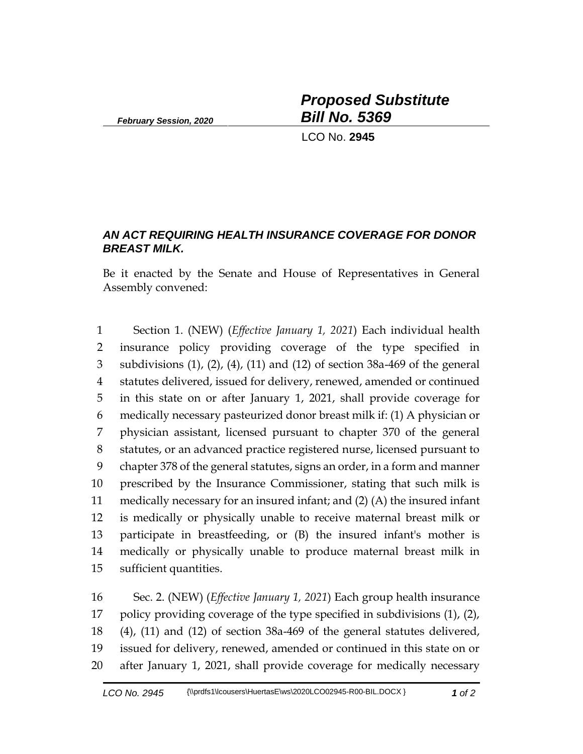*February Session, 2020*

# *Proposed Substitute Bill No. 5369*

LCO No. **2945**

### *AN ACT REQUIRING HEALTH INSURANCE COVERAGE FOR DONOR BREAST MILK.*

Be it enacted by the Senate and House of Representatives in General Assembly convened:

1 Section 1. (NEW) (*Effective January 1, 2021*) Each individual health
2 insurance policy providing coverage of the type specified in
3 subdivisions (1), (2), (4), (11) and (12) of section 38a-469 of the general
4 statutes delivered, issued for delivery, renewed, amended or continued
5 in this state on or after January 1, 2021, shall provide coverage for
6 medically necessary pasteurized donor breast milk if: (1) A physician or
7 physician assistant, licensed pursuant to chapter 370 of the general
8 statutes, or an advanced practice registered nurse, licensed pursuant to
9 chapter 378 of the general statutes, signs an order, in a form and manner
10 prescribed by the Insurance Commissioner, stating that such milk is
11 medically necessary for an insured infant; and (2) (A) the insured infant
12 is medically or physically unable to receive maternal breast milk or
13 participate in breastfeeding, or (B) the insured infant's mother is
14 medically or physically unable to produce maternal breast milk in
15 sufficient quantities.

16 Sec. 2. (NEW) (*Effective January 1, 2021*) Each group health insurance
17 policy providing coverage of the type specified in subdivisions (1), (2),
18 (4), (11) and (12) of section 38a-469 of the general statutes delivered,
19 issued for delivery, renewed, amended or continued in this state on or
20 after January 1, 2021, shall provide coverage for medically necessary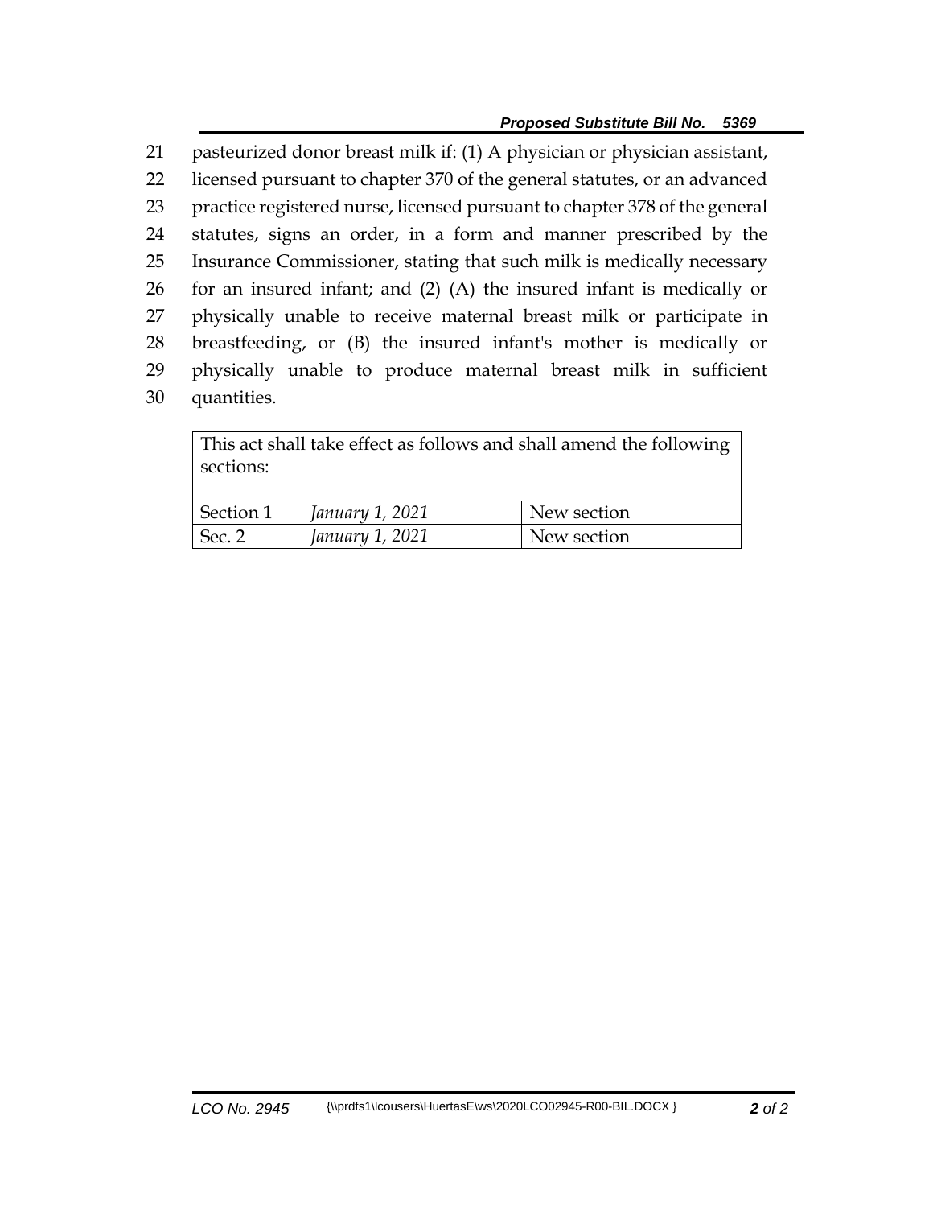21 pasteurized donor breast milk if: (1) A physician or physician assistant,
22 licensed pursuant to chapter 370 of the general statutes, or an advanced
23 practice registered nurse, licensed pursuant to chapter 378 of the general
24 statutes, signs an order, in a form and manner prescribed by the
25 Insurance Commissioner, stating that such milk is medically necessary
26 for an insured infant; and (2) (A) the insured infant is medically or
27 physically unable to receive maternal breast milk or participate in
28 breastfeeding, or (B) the insured infant's mother is medically or
29 physically unable to produce maternal breast milk in sufficient
30 quantities.

| This act shall take effect as follows and shall amend the following sections: | | |
|---|---|---|
| Section 1 | *January 1, 2021* | New section |
| Sec. 2 | *January 1, 2021* | New section |